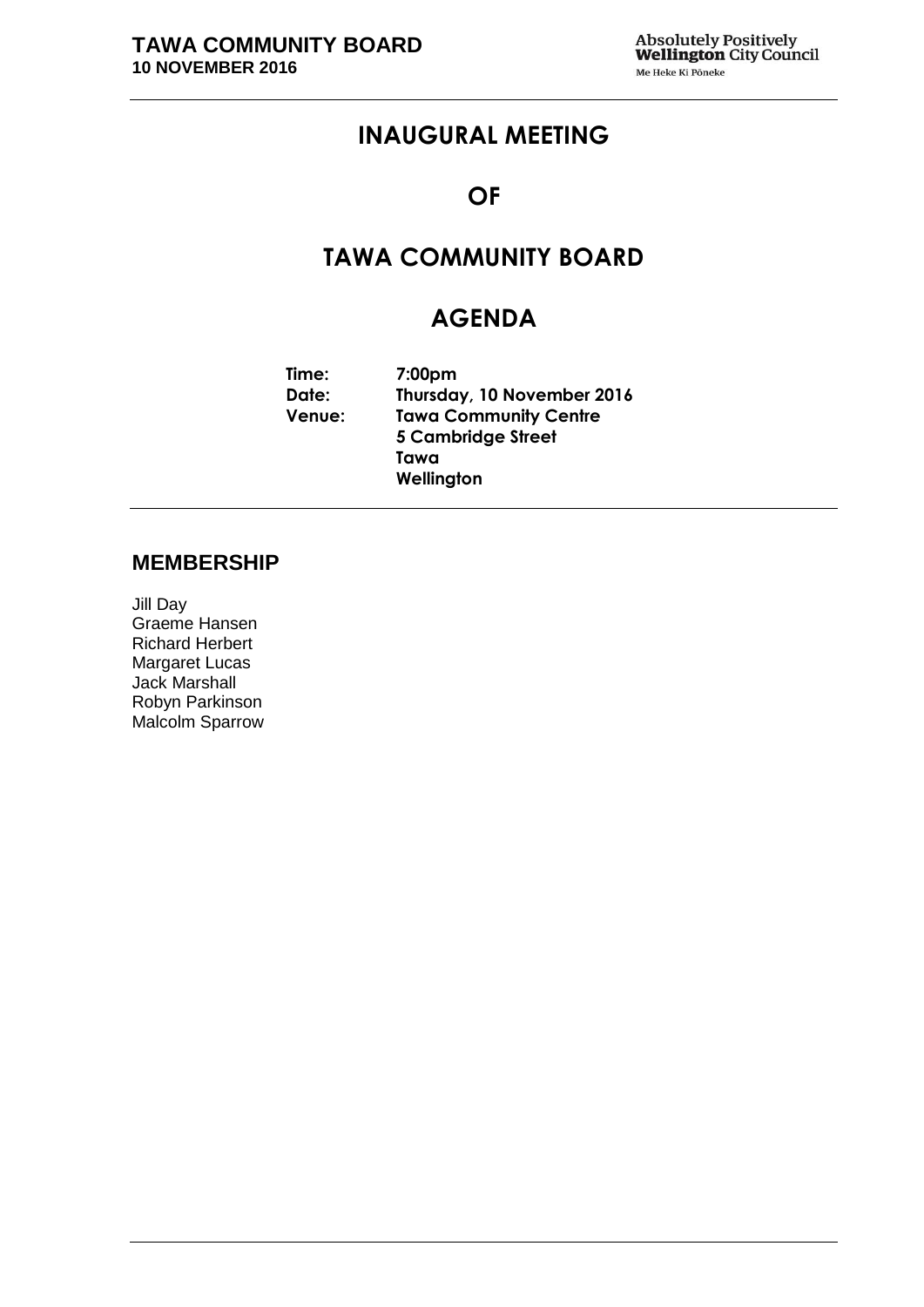# INAUGURAL MEETING

# OF

# TAWA COMMUNITY BOARD

# AGENDA

**Time:** 7:00pm
**Date:** Thursday, 10 November 2016
**Venue:** Tawa Community Centre
5 Cambridge Street
Tawa
Wellington

## MEMBERSHIP

Jill Day
Graeme Hansen
Richard Herbert
Margaret Lucas
Jack Marshall
Robyn Parkinson
Malcolm Sparrow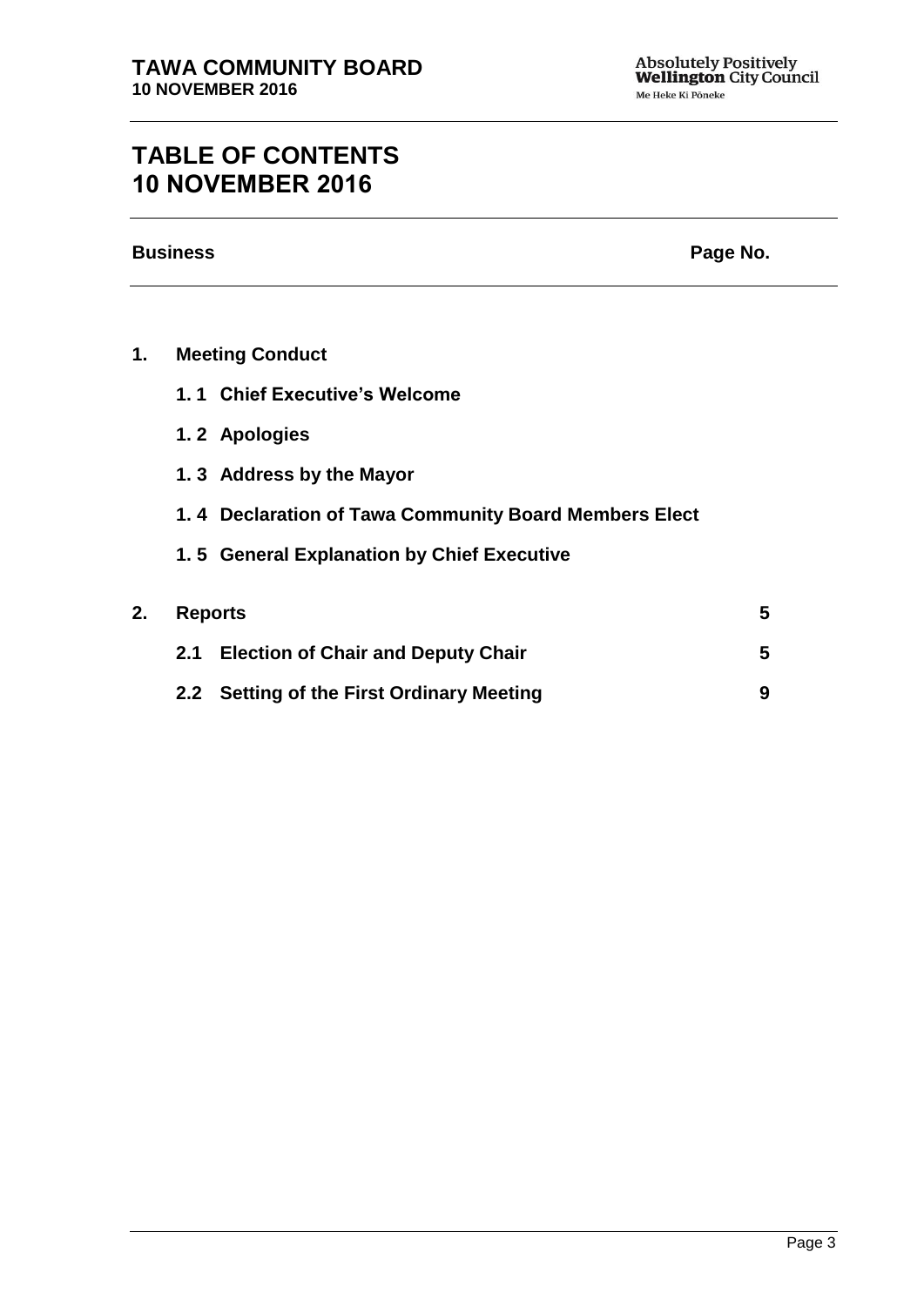# TABLE OF CONTENTS
# 10 NOVEMBER 2016

| Business | | Page No. |
|---|---|---|
| **1.** | **Meeting Conduct** | |
| | **1. 1 Chief Executive's Welcome** | |
| | **1. 2 Apologies** | |
| | **1. 3 Address by the Mayor** | |
| | **1. 4 Declaration of Tawa Community Board Members Elect** | |
| | **1. 5 General Explanation by Chief Executive** | |
| **2.** | **Reports** | **5** |
| | **2.1 Election of Chair and Deputy Chair** | **5** |
| | **2.2 Setting of the First Ordinary Meeting** | **9** |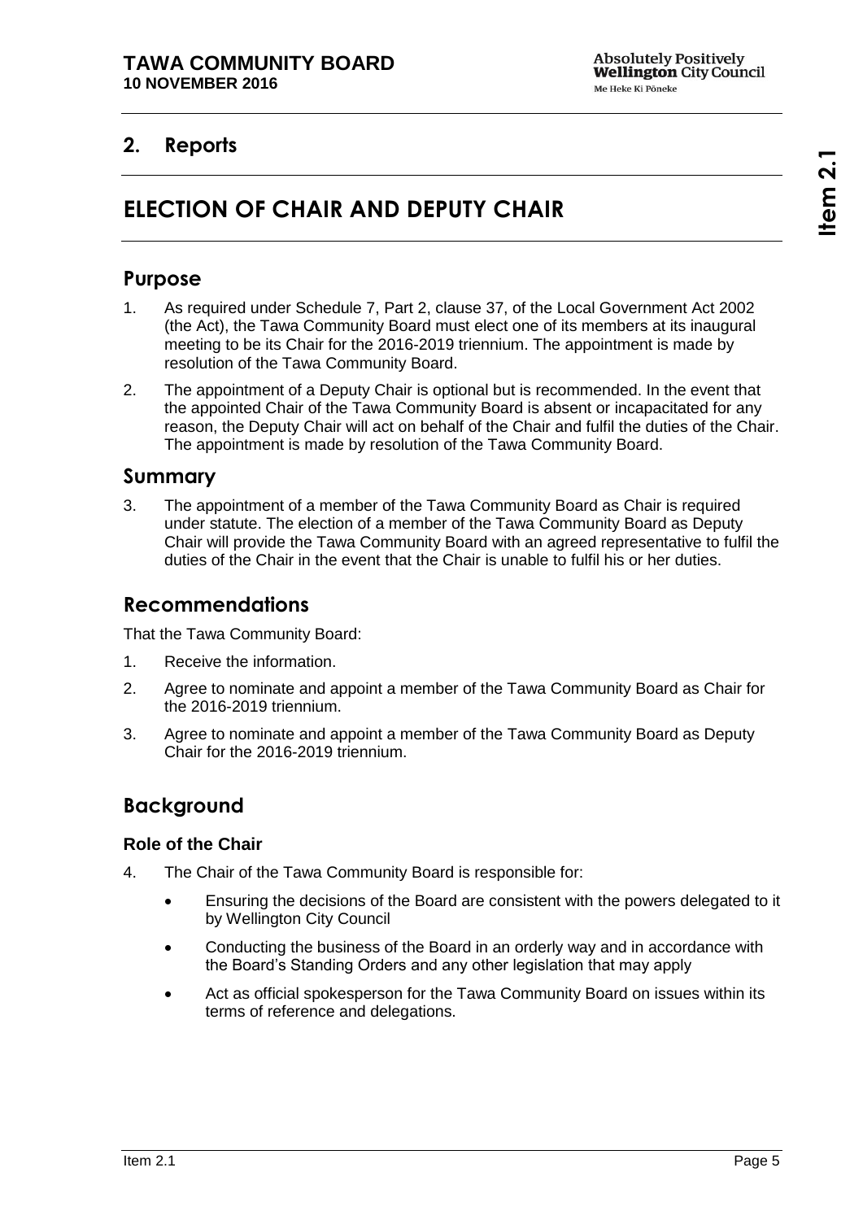## 2. Reports

# ELECTION OF CHAIR AND DEPUTY CHAIR

## Purpose

1. As required under Schedule 7, Part 2, clause 37, of the Local Government Act 2002 (the Act), the Tawa Community Board must elect one of its members at its inaugural meeting to be its Chair for the 2016-2019 triennium. The appointment is made by resolution of the Tawa Community Board.
2. The appointment of a Deputy Chair is optional but is recommended. In the event that the appointed Chair of the Tawa Community Board is absent or incapacitated for any reason, the Deputy Chair will act on behalf of the Chair and fulfil the duties of the Chair. The appointment is made by resolution of the Tawa Community Board.

## Summary

3. The appointment of a member of the Tawa Community Board as Chair is required under statute. The election of a member of the Tawa Community Board as Deputy Chair will provide the Tawa Community Board with an agreed representative to fulfil the duties of the Chair in the event that the Chair is unable to fulfil his or her duties.

## Recommendations

That the Tawa Community Board:

1. Receive the information.
2. Agree to nominate and appoint a member of the Tawa Community Board as Chair for the 2016-2019 triennium.
3. Agree to nominate and appoint a member of the Tawa Community Board as Deputy Chair for the 2016-2019 triennium.

## Background

### Role of the Chair

4. The Chair of the Tawa Community Board is responsible for:
   - Ensuring the decisions of the Board are consistent with the powers delegated to it by Wellington City Council
   - Conducting the business of the Board in an orderly way and in accordance with the Board's Standing Orders and any other legislation that may apply
   - Act as official spokesperson for the Tawa Community Board on issues within its terms of reference and delegations.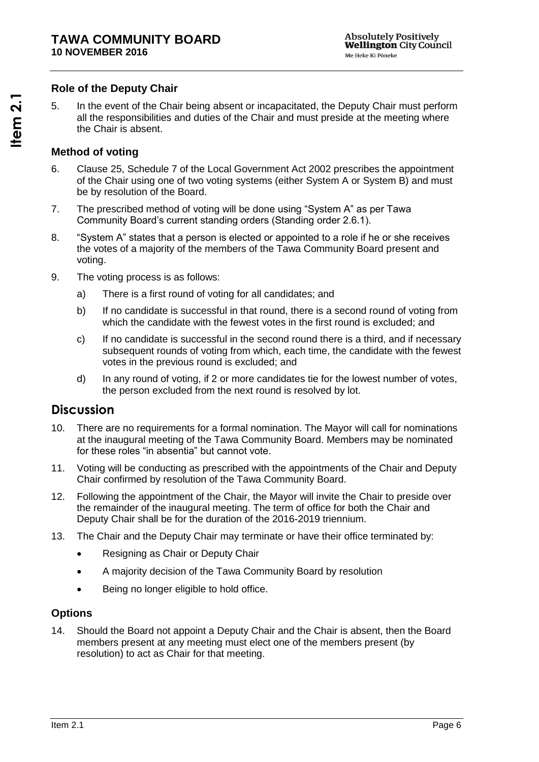### Role of the Deputy Chair

5. In the event of the Chair being absent or incapacitated, the Deputy Chair must perform all the responsibilities and duties of the Chair and must preside at the meeting where the Chair is absent.

### Method of voting

6. Clause 25, Schedule 7 of the Local Government Act 2002 prescribes the appointment of the Chair using one of two voting systems (either System A or System B) and must be by resolution of the Board.

7. The prescribed method of voting will be done using "System A" as per Tawa Community Board's current standing orders (Standing order 2.6.1).

8. "System A" states that a person is elected or appointed to a role if he or she receives the votes of a majority of the members of the Tawa Community Board present and voting.

9. The voting process is as follows:

   a) There is a first round of voting for all candidates; and

   b) If no candidate is successful in that round, there is a second round of voting from which the candidate with the fewest votes in the first round is excluded; and

   c) If no candidate is successful in the second round there is a third, and if necessary subsequent rounds of voting from which, each time, the candidate with the fewest votes in the previous round is excluded; and

   d) In any round of voting, if 2 or more candidates tie for the lowest number of votes, the person excluded from the next round is resolved by lot.

## Discussion

10. There are no requirements for a formal nomination. The Mayor will call for nominations at the inaugural meeting of the Tawa Community Board. Members may be nominated for these roles "in absentia" but cannot vote.

11. Voting will be conducting as prescribed with the appointments of the Chair and Deputy Chair confirmed by resolution of the Tawa Community Board.

12. Following the appointment of the Chair, the Mayor will invite the Chair to preside over the remainder of the inaugural meeting. The term of office for both the Chair and Deputy Chair shall be for the duration of the 2016-2019 triennium.

13. The Chair and the Deputy Chair may terminate or have their office terminated by:

    - Resigning as Chair or Deputy Chair
    - A majority decision of the Tawa Community Board by resolution
    - Being no longer eligible to hold office.

### Options

14. Should the Board not appoint a Deputy Chair and the Chair is absent, then the Board members present at any meeting must elect one of the members present (by resolution) to act as Chair for that meeting.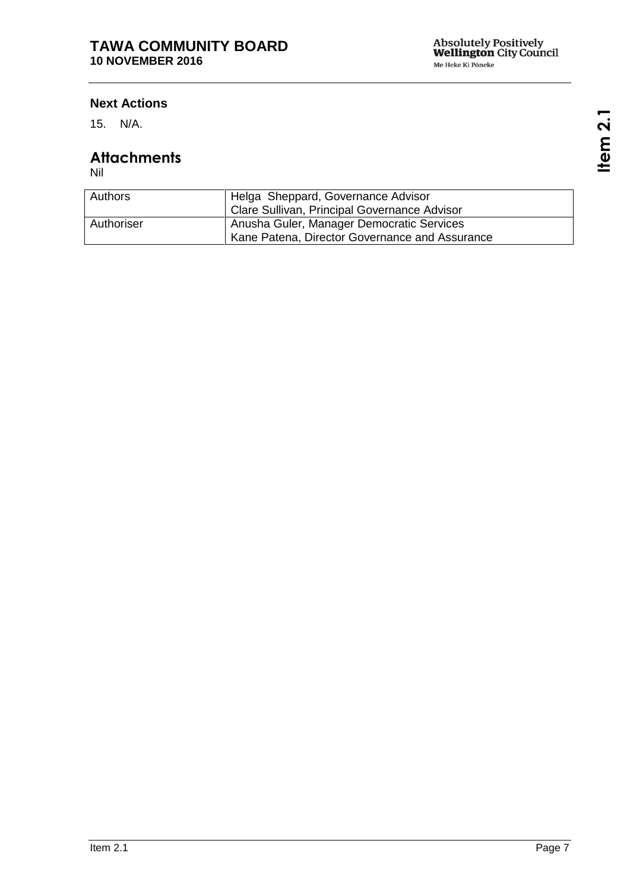### Next Actions

15. N/A.

## Attachments

Nil

| Authors | Helga Sheppard, Governance Advisor<br>Clare Sullivan, Principal Governance Advisor |
|---|---|
| Authoriser | Anusha Guler, Manager Democratic Services<br>Kane Patena, Director Governance and Assurance |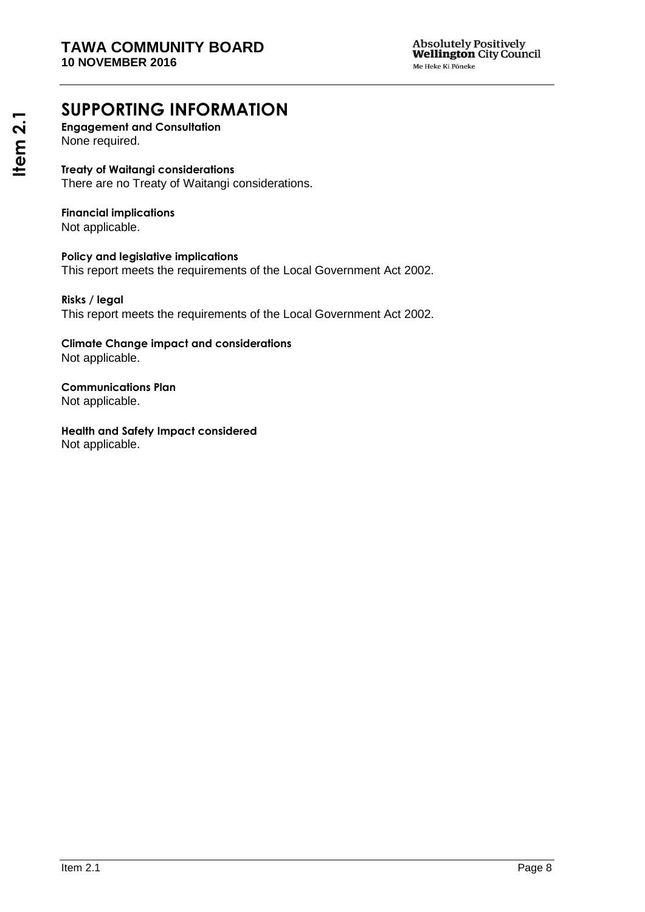# SUPPORTING INFORMATION

**Engagement and Consultation**
None required.

**Treaty of Waitangi considerations**
There are no Treaty of Waitangi considerations.

**Financial implications**
Not applicable.

**Policy and legislative implications**
This report meets the requirements of the Local Government Act 2002.

**Risks / legal**
This report meets the requirements of the Local Government Act 2002.

**Climate Change impact and considerations**
Not applicable.

**Communications Plan**
Not applicable.

**Health and Safety Impact considered**
Not applicable.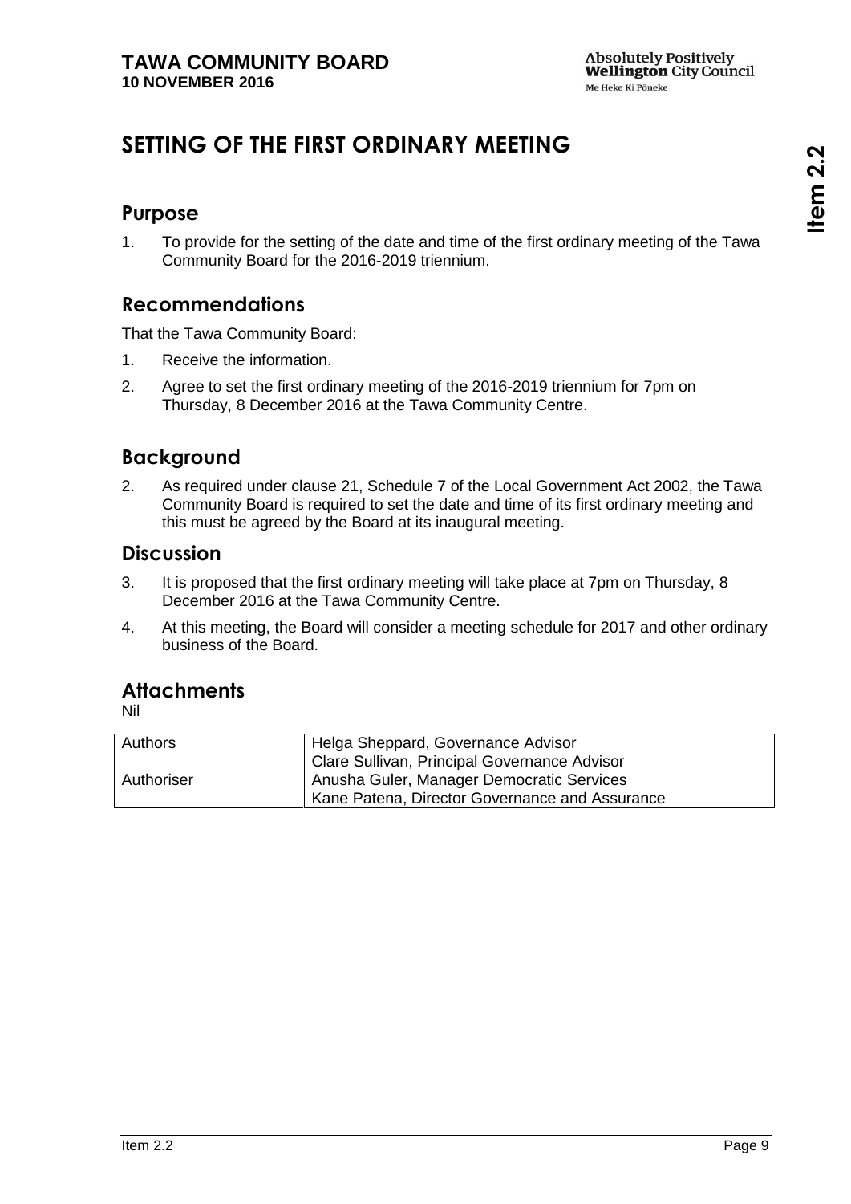# SETTING OF THE FIRST ORDINARY MEETING

## Purpose

1. To provide for the setting of the date and time of the first ordinary meeting of the Tawa Community Board for the 2016-2019 triennium.

## Recommendations

That the Tawa Community Board:

1. Receive the information.
2. Agree to set the first ordinary meeting of the 2016-2019 triennium for 7pm on Thursday, 8 December 2016 at the Tawa Community Centre.

## Background

2. As required under clause 21, Schedule 7 of the Local Government Act 2002, the Tawa Community Board is required to set the date and time of its first ordinary meeting and this must be agreed by the Board at its inaugural meeting.

## Discussion

3. It is proposed that the first ordinary meeting will take place at 7pm on Thursday, 8 December 2016 at the Tawa Community Centre.
4. At this meeting, the Board will consider a meeting schedule for 2017 and other ordinary business of the Board.

## Attachments

Nil

| | |
|---|---|
| Authors | Helga Sheppard, Governance Advisor<br>Clare Sullivan, Principal Governance Advisor |
| Authoriser | Anusha Guler, Manager Democratic Services<br>Kane Patena, Director Governance and Assurance |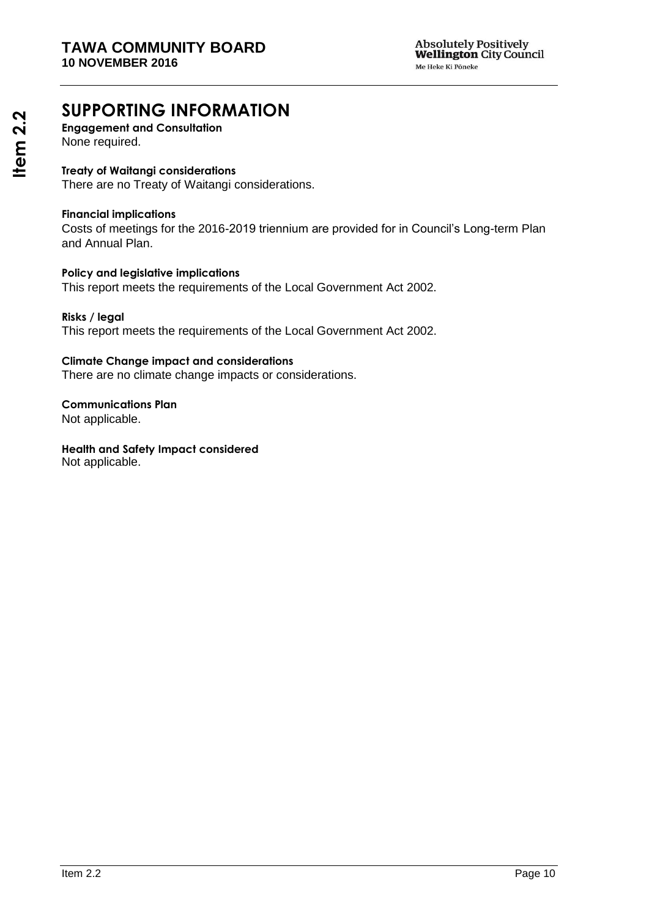# SUPPORTING INFORMATION

**Engagement and Consultation**
None required.

**Treaty of Waitangi considerations**
There are no Treaty of Waitangi considerations.

**Financial implications**
Costs of meetings for the 2016-2019 triennium are provided for in Council's Long-term Plan and Annual Plan.

**Policy and legislative implications**
This report meets the requirements of the Local Government Act 2002.

**Risks / legal**
This report meets the requirements of the Local Government Act 2002.

**Climate Change impact and considerations**
There are no climate change impacts or considerations.

**Communications Plan**
Not applicable.

**Health and Safety Impact considered**
Not applicable.